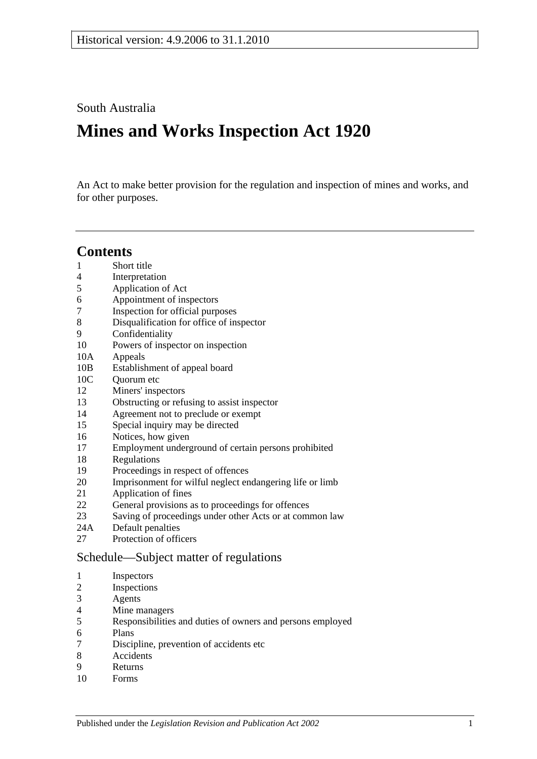Historical version: 4.9.2006 to 31.1.2010

South Australia

# Mines and Works Inspection Act 1920

An Act to make better provision for the regulation and inspection of mines and works, and for other purposes.

---

## Contents

1 Short title
4 Interpretation
5 Application of Act
6 Appointment of inspectors
7 Inspection for official purposes
8 Disqualification for office of inspector
9 Confidentiality
10 Powers of inspector on inspection
10A Appeals
10B Establishment of appeal board
10C Quorum etc
12 Miners' inspectors
13 Obstructing or refusing to assist inspector
14 Agreement not to preclude or exempt
15 Special inquiry may be directed
16 Notices, how given
17 Employment underground of certain persons prohibited
18 Regulations
19 Proceedings in respect of offences
20 Imprisonment for wilful neglect endangering life or limb
21 Application of fines
22 General provisions as to proceedings for offences
23 Saving of proceedings under other Acts or at common law
24A Default penalties
27 Protection of officers

### Schedule—Subject matter of regulations

1 Inspectors
2 Inspections
3 Agents
4 Mine managers
5 Responsibilities and duties of owners and persons employed
6 Plans
7 Discipline, prevention of accidents etc
8 Accidents
9 Returns
10 Forms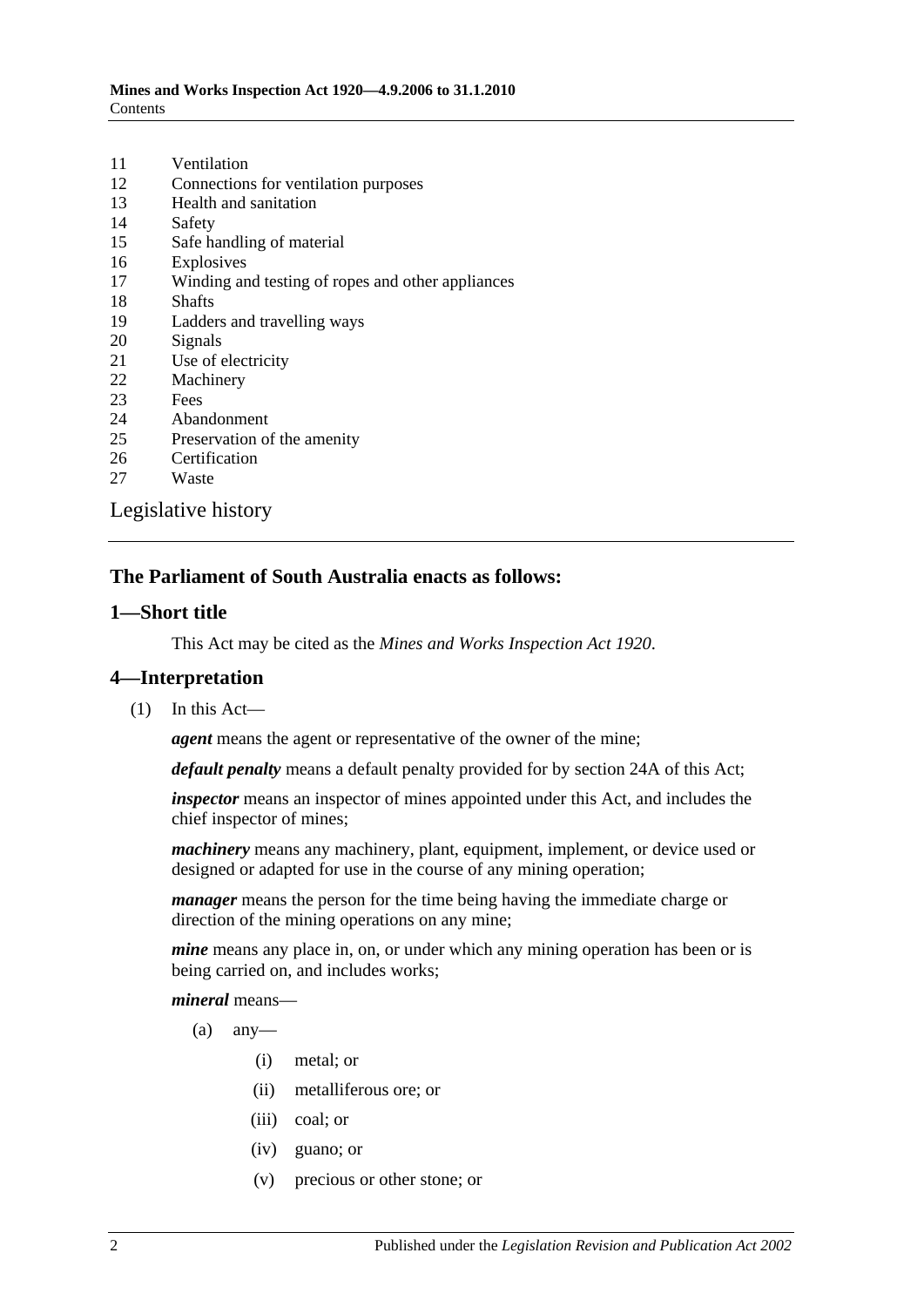11 Ventilation
12 Connections for ventilation purposes
13 Health and sanitation
14 Safety
15 Safe handling of material
16 Explosives
17 Winding and testing of ropes and other appliances
18 Shafts
19 Ladders and travelling ways
20 Signals
21 Use of electricity
22 Machinery
23 Fees
24 Abandonment
25 Preservation of the amenity
26 Certification
27 Waste

Legislative history

### The Parliament of South Australia enacts as follows:

## 1—Short title

This Act may be cited as the *Mines and Works Inspection Act 1920*.

## 4—Interpretation

(1) In this Act—

***agent*** means the agent or representative of the owner of the mine;

***default penalty*** means a default penalty provided for by section 24A of this Act;

***inspector*** means an inspector of mines appointed under this Act, and includes the chief inspector of mines;

***machinery*** means any machinery, plant, equipment, implement, or device used or designed or adapted for use in the course of any mining operation;

***manager*** means the person for the time being having the immediate charge or direction of the mining operations on any mine;

***mine*** means any place in, on, or under which any mining operation has been or is being carried on, and includes works;

***mineral*** means—

(a) any—

(i) metal; or

(ii) metalliferous ore; or

(iii) coal; or

(iv) guano; or

(v) precious or other stone; or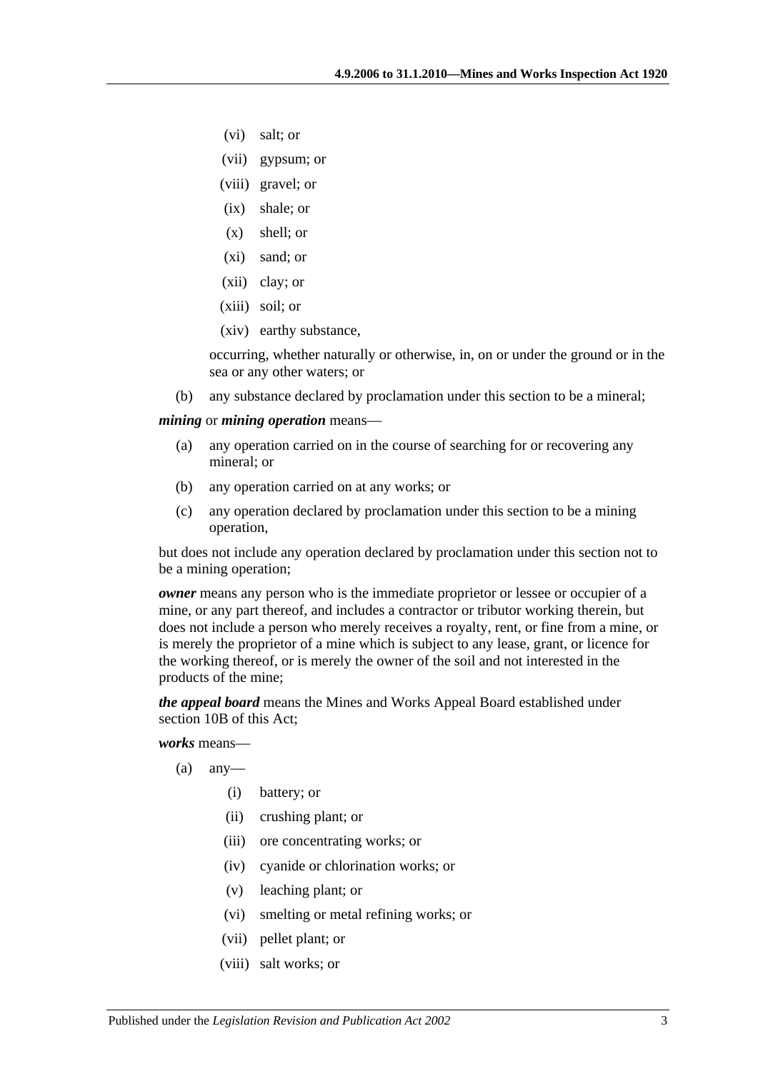(vi) salt; or

(vii) gypsum; or

(viii) gravel; or

(ix) shale; or

(x) shell; or

(xi) sand; or

(xii) clay; or

(xiii) soil; or

(xiv) earthy substance,

occurring, whether naturally or otherwise, in, on or under the ground or in the sea or any other waters; or

(b) any substance declared by proclamation under this section to be a mineral;

***mining*** or ***mining operation*** means—

(a) any operation carried on in the course of searching for or recovering any mineral; or

(b) any operation carried on at any works; or

(c) any operation declared by proclamation under this section to be a mining operation,

but does not include any operation declared by proclamation under this section not to be a mining operation;

***owner*** means any person who is the immediate proprietor or lessee or occupier of a mine, or any part thereof, and includes a contractor or tributor working therein, but does not include a person who merely receives a royalty, rent, or fine from a mine, or is merely the proprietor of a mine which is subject to any lease, grant, or licence for the working thereof, or is merely the owner of the soil and not interested in the products of the mine;

***the appeal board*** means the Mines and Works Appeal Board established under section 10B of this Act;

***works*** means—

(a) any—

(i) battery; or

(ii) crushing plant; or

(iii) ore concentrating works; or

(iv) cyanide or chlorination works; or

(v) leaching plant; or

(vi) smelting or metal refining works; or

(vii) pellet plant; or

(viii) salt works; or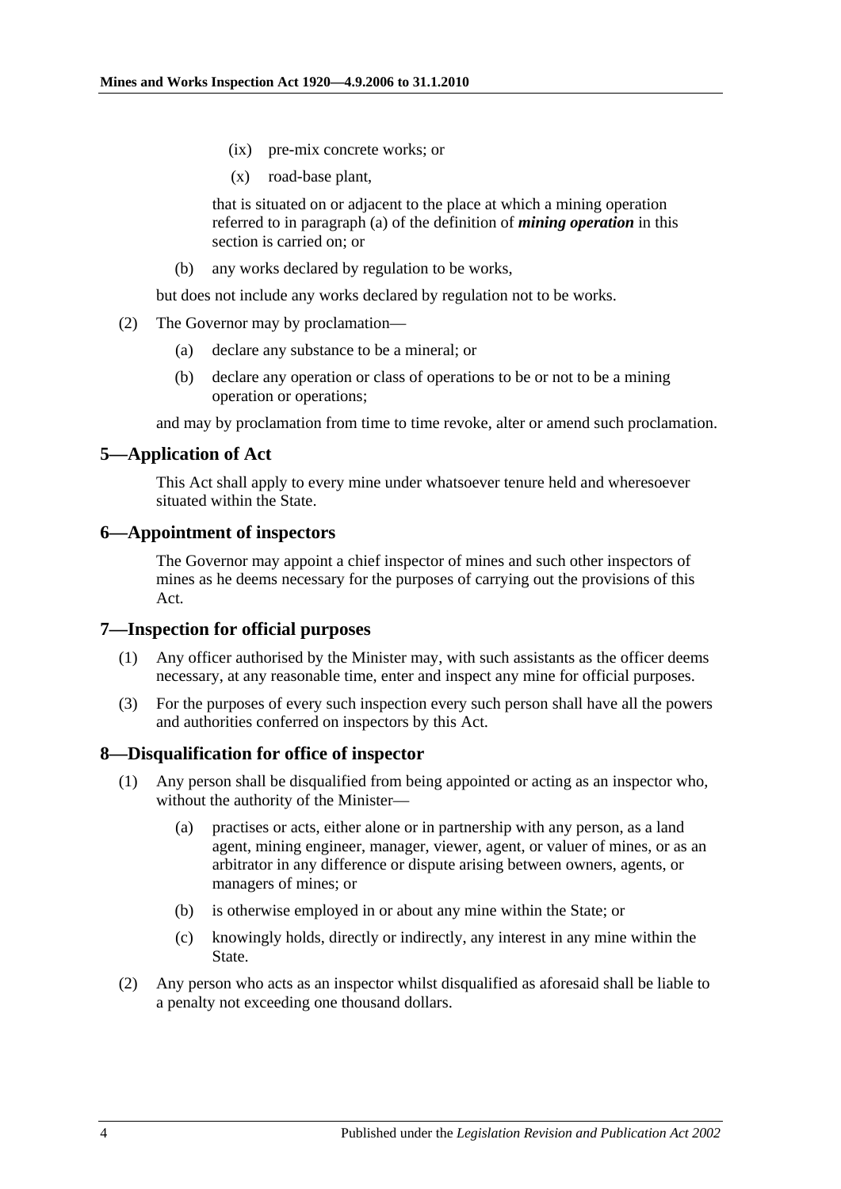(ix) pre-mix concrete works; or

(x) road-base plant,

that is situated on or adjacent to the place at which a mining operation referred to in paragraph (a) of the definition of ***mining operation*** in this section is carried on; or

(b) any works declared by regulation to be works,

but does not include any works declared by regulation not to be works.

(2) The Governor may by proclamation—

(a) declare any substance to be a mineral; or

(b) declare any operation or class of operations to be or not to be a mining operation or operations;

and may by proclamation from time to time revoke, alter or amend such proclamation.

## 5—Application of Act

This Act shall apply to every mine under whatsoever tenure held and wheresoever situated within the State.

## 6—Appointment of inspectors

The Governor may appoint a chief inspector of mines and such other inspectors of mines as he deems necessary for the purposes of carrying out the provisions of this Act.

## 7—Inspection for official purposes

(1) Any officer authorised by the Minister may, with such assistants as the officer deems necessary, at any reasonable time, enter and inspect any mine for official purposes.

(3) For the purposes of every such inspection every such person shall have all the powers and authorities conferred on inspectors by this Act.

## 8—Disqualification for office of inspector

(1) Any person shall be disqualified from being appointed or acting as an inspector who, without the authority of the Minister—

(a) practises or acts, either alone or in partnership with any person, as a land agent, mining engineer, manager, viewer, agent, or valuer of mines, or as an arbitrator in any difference or dispute arising between owners, agents, or managers of mines; or

(b) is otherwise employed in or about any mine within the State; or

(c) knowingly holds, directly or indirectly, any interest in any mine within the State.

(2) Any person who acts as an inspector whilst disqualified as aforesaid shall be liable to a penalty not exceeding one thousand dollars.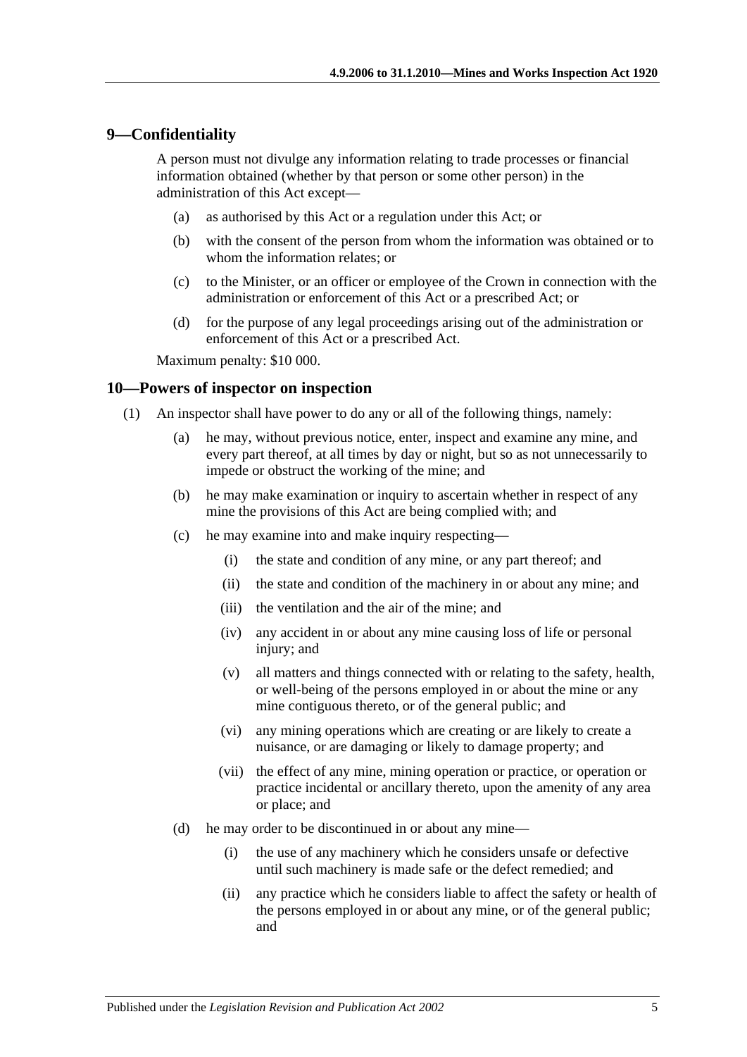## 9—Confidentiality

A person must not divulge any information relating to trade processes or financial information obtained (whether by that person or some other person) in the administration of this Act except—

(a) as authorised by this Act or a regulation under this Act; or

(b) with the consent of the person from whom the information was obtained or to whom the information relates; or

(c) to the Minister, or an officer or employee of the Crown in connection with the administration or enforcement of this Act or a prescribed Act; or

(d) for the purpose of any legal proceedings arising out of the administration or enforcement of this Act or a prescribed Act.

Maximum penalty: $10 000.

## 10—Powers of inspector on inspection

(1) An inspector shall have power to do any or all of the following things, namely:

(a) he may, without previous notice, enter, inspect and examine any mine, and every part thereof, at all times by day or night, but so as not unnecessarily to impede or obstruct the working of the mine; and

(b) he may make examination or inquiry to ascertain whether in respect of any mine the provisions of this Act are being complied with; and

(c) he may examine into and make inquiry respecting—

(i) the state and condition of any mine, or any part thereof; and

(ii) the state and condition of the machinery in or about any mine; and

(iii) the ventilation and the air of the mine; and

(iv) any accident in or about any mine causing loss of life or personal injury; and

(v) all matters and things connected with or relating to the safety, health, or well-being of the persons employed in or about the mine or any mine contiguous thereto, or of the general public; and

(vi) any mining operations which are creating or are likely to create a nuisance, or are damaging or likely to damage property; and

(vii) the effect of any mine, mining operation or practice, or operation or practice incidental or ancillary thereto, upon the amenity of any area or place; and

(d) he may order to be discontinued in or about any mine—

(i) the use of any machinery which he considers unsafe or defective until such machinery is made safe or the defect remedied; and

(ii) any practice which he considers liable to affect the safety or health of the persons employed in or about any mine, or of the general public; and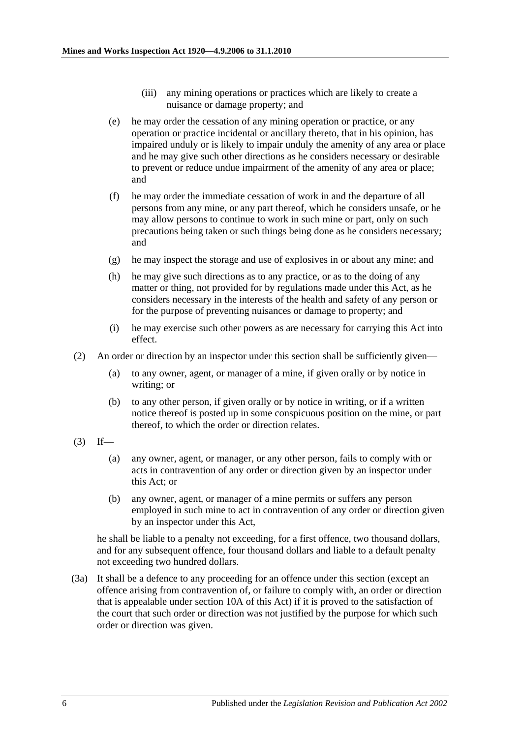(iii) any mining operations or practices which are likely to create a nuisance or damage property; and

(e) he may order the cessation of any mining operation or practice, or any operation or practice incidental or ancillary thereto, that in his opinion, has impaired unduly or is likely to impair unduly the amenity of any area or place and he may give such other directions as he considers necessary or desirable to prevent or reduce undue impairment of the amenity of any area or place; and

(f) he may order the immediate cessation of work in and the departure of all persons from any mine, or any part thereof, which he considers unsafe, or he may allow persons to continue to work in such mine or part, only on such precautions being taken or such things being done as he considers necessary; and

(g) he may inspect the storage and use of explosives in or about any mine; and

(h) he may give such directions as to any practice, or as to the doing of any matter or thing, not provided for by regulations made under this Act, as he considers necessary in the interests of the health and safety of any person or for the purpose of preventing nuisances or damage to property; and

(i) he may exercise such other powers as are necessary for carrying this Act into effect.

(2) An order or direction by an inspector under this section shall be sufficiently given—

(a) to any owner, agent, or manager of a mine, if given orally or by notice in writing; or

(b) to any other person, if given orally or by notice in writing, or if a written notice thereof is posted up in some conspicuous position on the mine, or part thereof, to which the order or direction relates.

(3) If—

(a) any owner, agent, or manager, or any other person, fails to comply with or acts in contravention of any order or direction given by an inspector under this Act; or

(b) any owner, agent, or manager of a mine permits or suffers any person employed in such mine to act in contravention of any order or direction given by an inspector under this Act,

he shall be liable to a penalty not exceeding, for a first offence, two thousand dollars, and for any subsequent offence, four thousand dollars and liable to a default penalty not exceeding two hundred dollars.

(3a) It shall be a defence to any proceeding for an offence under this section (except an offence arising from contravention of, or failure to comply with, an order or direction that is appealable under section 10A of this Act) if it is proved to the satisfaction of the court that such order or direction was not justified by the purpose for which such order or direction was given.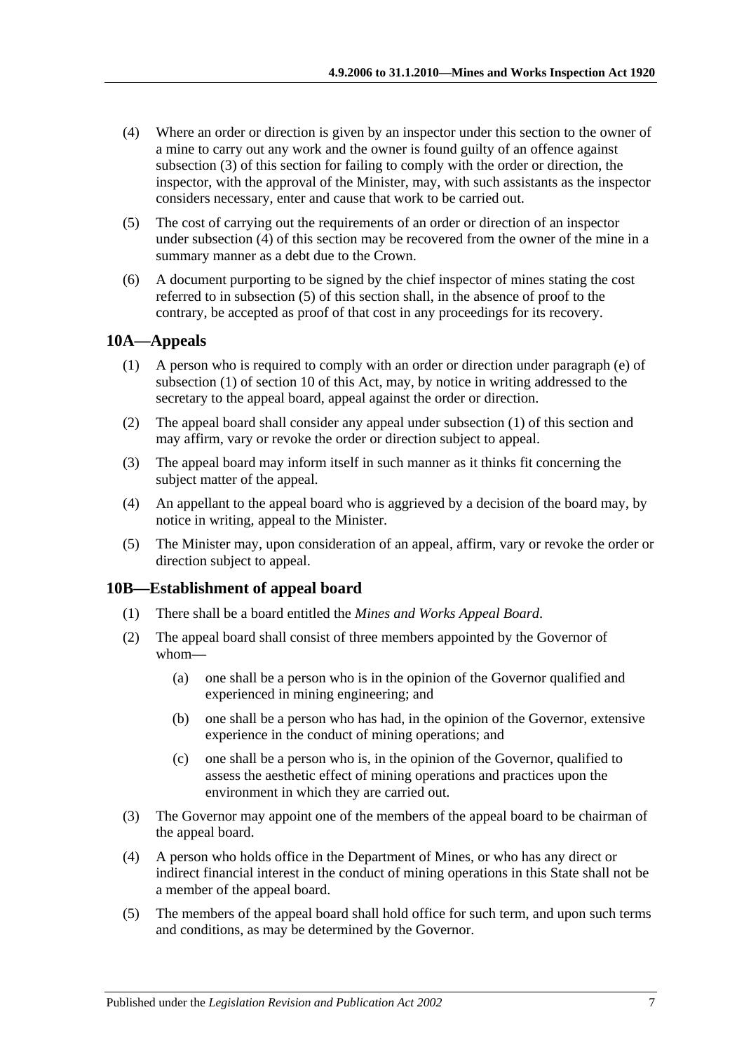(4) Where an order or direction is given by an inspector under this section to the owner of a mine to carry out any work and the owner is found guilty of an offence against subsection (3) of this section for failing to comply with the order or direction, the inspector, with the approval of the Minister, may, with such assistants as the inspector considers necessary, enter and cause that work to be carried out.

(5) The cost of carrying out the requirements of an order or direction of an inspector under subsection (4) of this section may be recovered from the owner of the mine in a summary manner as a debt due to the Crown.

(6) A document purporting to be signed by the chief inspector of mines stating the cost referred to in subsection (5) of this section shall, in the absence of proof to the contrary, be accepted as proof of that cost in any proceedings for its recovery.

## 10A—Appeals

(1) A person who is required to comply with an order or direction under paragraph (e) of subsection (1) of section 10 of this Act, may, by notice in writing addressed to the secretary to the appeal board, appeal against the order or direction.

(2) The appeal board shall consider any appeal under subsection (1) of this section and may affirm, vary or revoke the order or direction subject to appeal.

(3) The appeal board may inform itself in such manner as it thinks fit concerning the subject matter of the appeal.

(4) An appellant to the appeal board who is aggrieved by a decision of the board may, by notice in writing, appeal to the Minister.

(5) The Minister may, upon consideration of an appeal, affirm, vary or revoke the order or direction subject to appeal.

## 10B—Establishment of appeal board

(1) There shall be a board entitled the *Mines and Works Appeal Board*.

(2) The appeal board shall consist of three members appointed by the Governor of whom—

(a) one shall be a person who is in the opinion of the Governor qualified and experienced in mining engineering; and

(b) one shall be a person who has had, in the opinion of the Governor, extensive experience in the conduct of mining operations; and

(c) one shall be a person who is, in the opinion of the Governor, qualified to assess the aesthetic effect of mining operations and practices upon the environment in which they are carried out.

(3) The Governor may appoint one of the members of the appeal board to be chairman of the appeal board.

(4) A person who holds office in the Department of Mines, or who has any direct or indirect financial interest in the conduct of mining operations in this State shall not be a member of the appeal board.

(5) The members of the appeal board shall hold office for such term, and upon such terms and conditions, as may be determined by the Governor.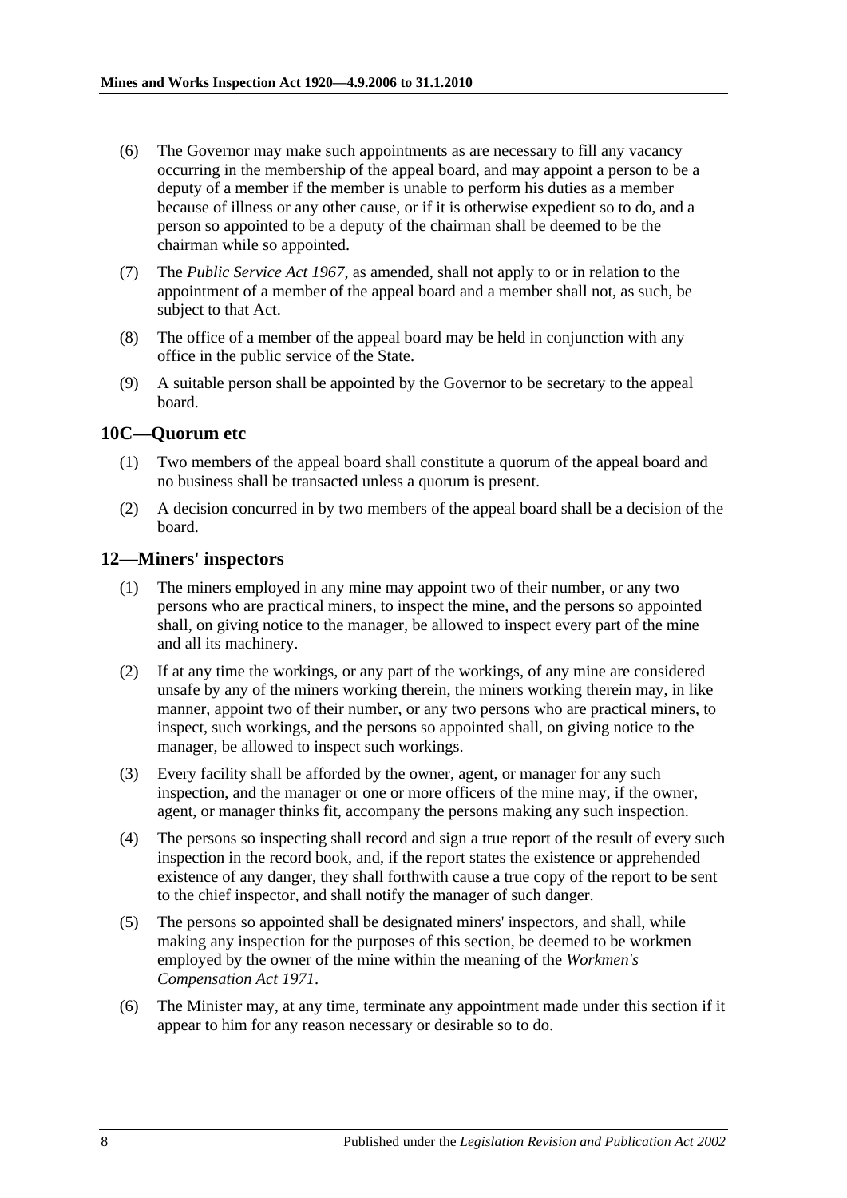(6) The Governor may make such appointments as are necessary to fill any vacancy occurring in the membership of the appeal board, and may appoint a person to be a deputy of a member if the member is unable to perform his duties as a member because of illness or any other cause, or if it is otherwise expedient so to do, and a person so appointed to be a deputy of the chairman shall be deemed to be the chairman while so appointed.

(7) The *Public Service Act 1967*, as amended, shall not apply to or in relation to the appointment of a member of the appeal board and a member shall not, as such, be subject to that Act.

(8) The office of a member of the appeal board may be held in conjunction with any office in the public service of the State.

(9) A suitable person shall be appointed by the Governor to be secretary to the appeal board.

## 10C—Quorum etc

(1) Two members of the appeal board shall constitute a quorum of the appeal board and no business shall be transacted unless a quorum is present.

(2) A decision concurred in by two members of the appeal board shall be a decision of the board.

## 12—Miners' inspectors

(1) The miners employed in any mine may appoint two of their number, or any two persons who are practical miners, to inspect the mine, and the persons so appointed shall, on giving notice to the manager, be allowed to inspect every part of the mine and all its machinery.

(2) If at any time the workings, or any part of the workings, of any mine are considered unsafe by any of the miners working therein, the miners working therein may, in like manner, appoint two of their number, or any two persons who are practical miners, to inspect, such workings, and the persons so appointed shall, on giving notice to the manager, be allowed to inspect such workings.

(3) Every facility shall be afforded by the owner, agent, or manager for any such inspection, and the manager or one or more officers of the mine may, if the owner, agent, or manager thinks fit, accompany the persons making any such inspection.

(4) The persons so inspecting shall record and sign a true report of the result of every such inspection in the record book, and, if the report states the existence or apprehended existence of any danger, they shall forthwith cause a true copy of the report to be sent to the chief inspector, and shall notify the manager of such danger.

(5) The persons so appointed shall be designated miners' inspectors, and shall, while making any inspection for the purposes of this section, be deemed to be workmen employed by the owner of the mine within the meaning of the *Workmen's Compensation Act 1971*.

(6) The Minister may, at any time, terminate any appointment made under this section if it appear to him for any reason necessary or desirable so to do.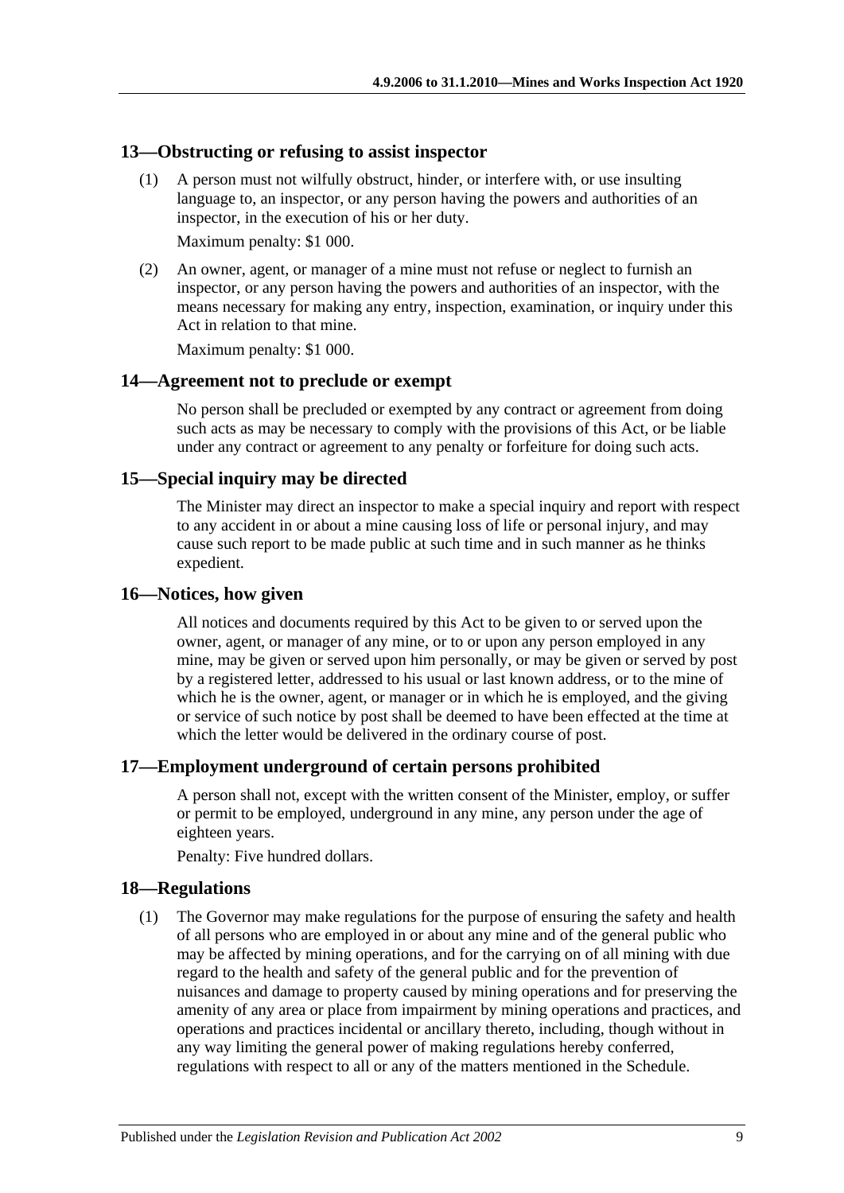## 13—Obstructing or refusing to assist inspector

(1) A person must not wilfully obstruct, hinder, or interfere with, or use insulting language to, an inspector, or any person having the powers and authorities of an inspector, in the execution of his or her duty.

Maximum penalty: $1 000.

(2) An owner, agent, or manager of a mine must not refuse or neglect to furnish an inspector, or any person having the powers and authorities of an inspector, with the means necessary for making any entry, inspection, examination, or inquiry under this Act in relation to that mine.

Maximum penalty: $1 000.

## 14—Agreement not to preclude or exempt

No person shall be precluded or exempted by any contract or agreement from doing such acts as may be necessary to comply with the provisions of this Act, or be liable under any contract or agreement to any penalty or forfeiture for doing such acts.

## 15—Special inquiry may be directed

The Minister may direct an inspector to make a special inquiry and report with respect to any accident in or about a mine causing loss of life or personal injury, and may cause such report to be made public at such time and in such manner as he thinks expedient.

## 16—Notices, how given

All notices and documents required by this Act to be given to or served upon the owner, agent, or manager of any mine, or to or upon any person employed in any mine, may be given or served upon him personally, or may be given or served by post by a registered letter, addressed to his usual or last known address, or to the mine of which he is the owner, agent, or manager or in which he is employed, and the giving or service of such notice by post shall be deemed to have been effected at the time at which the letter would be delivered in the ordinary course of post.

## 17—Employment underground of certain persons prohibited

A person shall not, except with the written consent of the Minister, employ, or suffer or permit to be employed, underground in any mine, any person under the age of eighteen years.

Penalty: Five hundred dollars.

## 18—Regulations

(1) The Governor may make regulations for the purpose of ensuring the safety and health of all persons who are employed in or about any mine and of the general public who may be affected by mining operations, and for the carrying on of all mining with due regard to the health and safety of the general public and for the prevention of nuisances and damage to property caused by mining operations and for preserving the amenity of any area or place from impairment by mining operations and practices, and operations and practices incidental or ancillary thereto, including, though without in any way limiting the general power of making regulations hereby conferred, regulations with respect to all or any of the matters mentioned in the Schedule.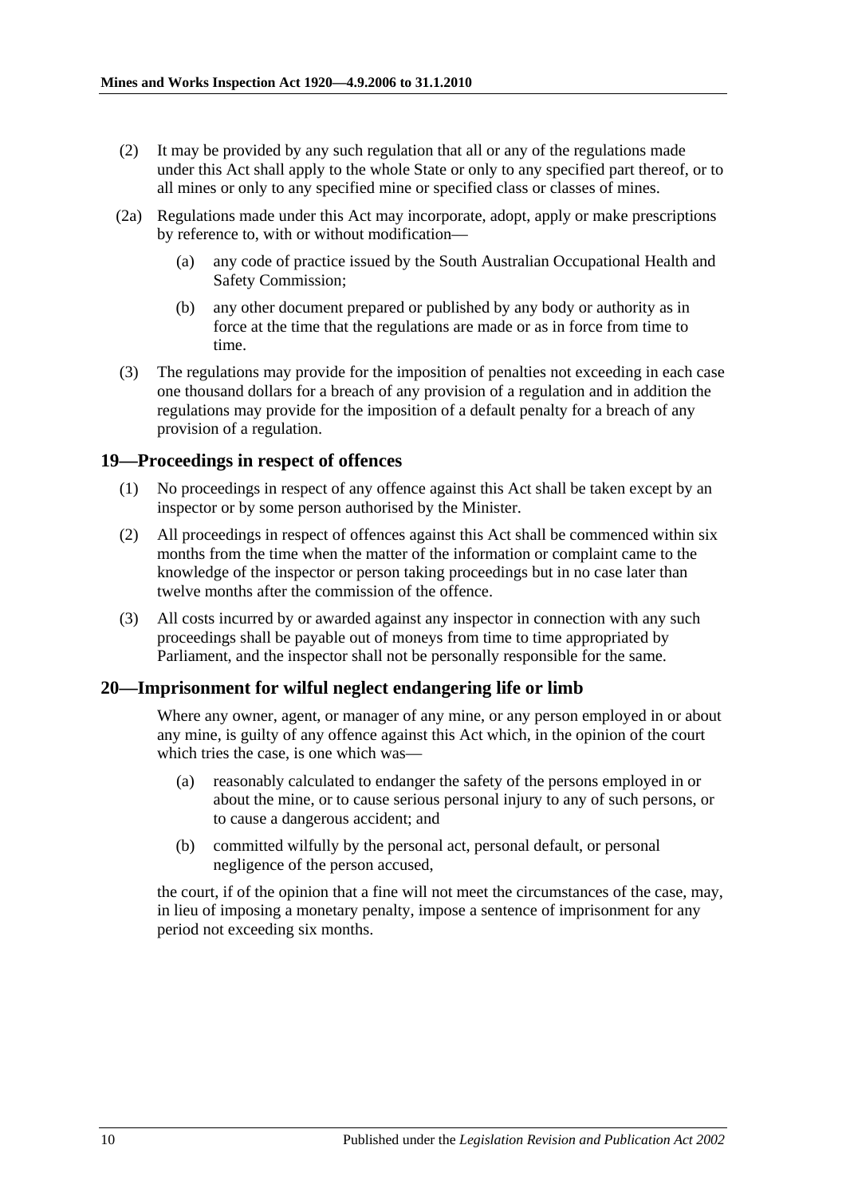(2) It may be provided by any such regulation that all or any of the regulations made under this Act shall apply to the whole State or only to any specified part thereof, or to all mines or only to any specified mine or specified class or classes of mines.

(2a) Regulations made under this Act may incorporate, adopt, apply or make prescriptions by reference to, with or without modification—

(a) any code of practice issued by the South Australian Occupational Health and Safety Commission;

(b) any other document prepared or published by any body or authority as in force at the time that the regulations are made or as in force from time to time.

(3) The regulations may provide for the imposition of penalties not exceeding in each case one thousand dollars for a breach of any provision of a regulation and in addition the regulations may provide for the imposition of a default penalty for a breach of any provision of a regulation.

## 19—Proceedings in respect of offences

(1) No proceedings in respect of any offence against this Act shall be taken except by an inspector or by some person authorised by the Minister.

(2) All proceedings in respect of offences against this Act shall be commenced within six months from the time when the matter of the information or complaint came to the knowledge of the inspector or person taking proceedings but in no case later than twelve months after the commission of the offence.

(3) All costs incurred by or awarded against any inspector in connection with any such proceedings shall be payable out of moneys from time to time appropriated by Parliament, and the inspector shall not be personally responsible for the same.

## 20—Imprisonment for wilful neglect endangering life or limb

Where any owner, agent, or manager of any mine, or any person employed in or about any mine, is guilty of any offence against this Act which, in the opinion of the court which tries the case, is one which was—

(a) reasonably calculated to endanger the safety of the persons employed in or about the mine, or to cause serious personal injury to any of such persons, or to cause a dangerous accident; and

(b) committed wilfully by the personal act, personal default, or personal negligence of the person accused,

the court, if of the opinion that a fine will not meet the circumstances of the case, may, in lieu of imposing a monetary penalty, impose a sentence of imprisonment for any period not exceeding six months.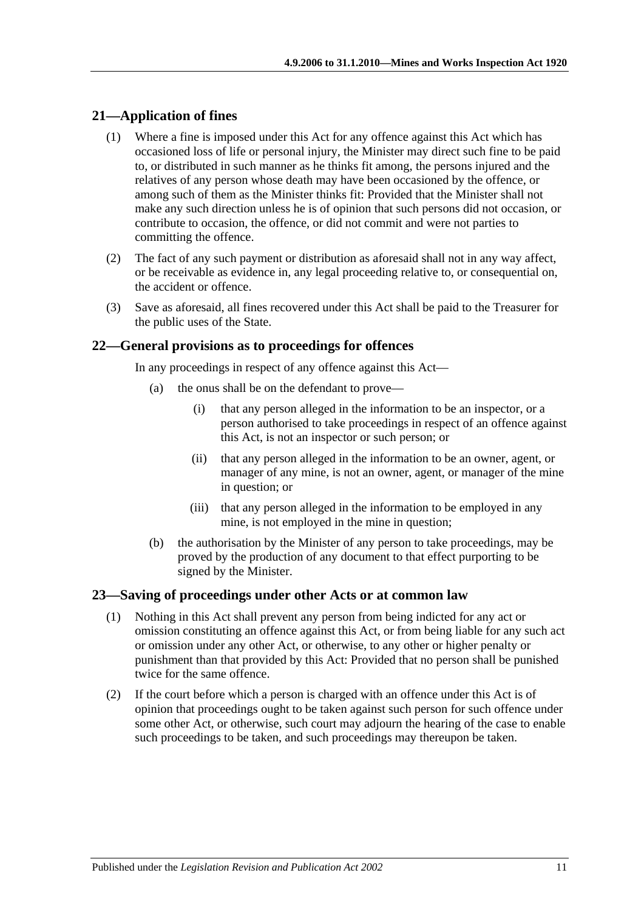## 21—Application of fines

(1) Where a fine is imposed under this Act for any offence against this Act which has occasioned loss of life or personal injury, the Minister may direct such fine to be paid to, or distributed in such manner as he thinks fit among, the persons injured and the relatives of any person whose death may have been occasioned by the offence, or among such of them as the Minister thinks fit: Provided that the Minister shall not make any such direction unless he is of opinion that such persons did not occasion, or contribute to occasion, the offence, or did not commit and were not parties to committing the offence.

(2) The fact of any such payment or distribution as aforesaid shall not in any way affect, or be receivable as evidence in, any legal proceeding relative to, or consequential on, the accident or offence.

(3) Save as aforesaid, all fines recovered under this Act shall be paid to the Treasurer for the public uses of the State.

## 22—General provisions as to proceedings for offences

In any proceedings in respect of any offence against this Act—

(a) the onus shall be on the defendant to prove—

(i) that any person alleged in the information to be an inspector, or a person authorised to take proceedings in respect of an offence against this Act, is not an inspector or such person; or

(ii) that any person alleged in the information to be an owner, agent, or manager of any mine, is not an owner, agent, or manager of the mine in question; or

(iii) that any person alleged in the information to be employed in any mine, is not employed in the mine in question;

(b) the authorisation by the Minister of any person to take proceedings, may be proved by the production of any document to that effect purporting to be signed by the Minister.

## 23—Saving of proceedings under other Acts or at common law

(1) Nothing in this Act shall prevent any person from being indicted for any act or omission constituting an offence against this Act, or from being liable for any such act or omission under any other Act, or otherwise, to any other or higher penalty or punishment than that provided by this Act: Provided that no person shall be punished twice for the same offence.

(2) If the court before which a person is charged with an offence under this Act is of opinion that proceedings ought to be taken against such person for such offence under some other Act, or otherwise, such court may adjourn the hearing of the case to enable such proceedings to be taken, and such proceedings may thereupon be taken.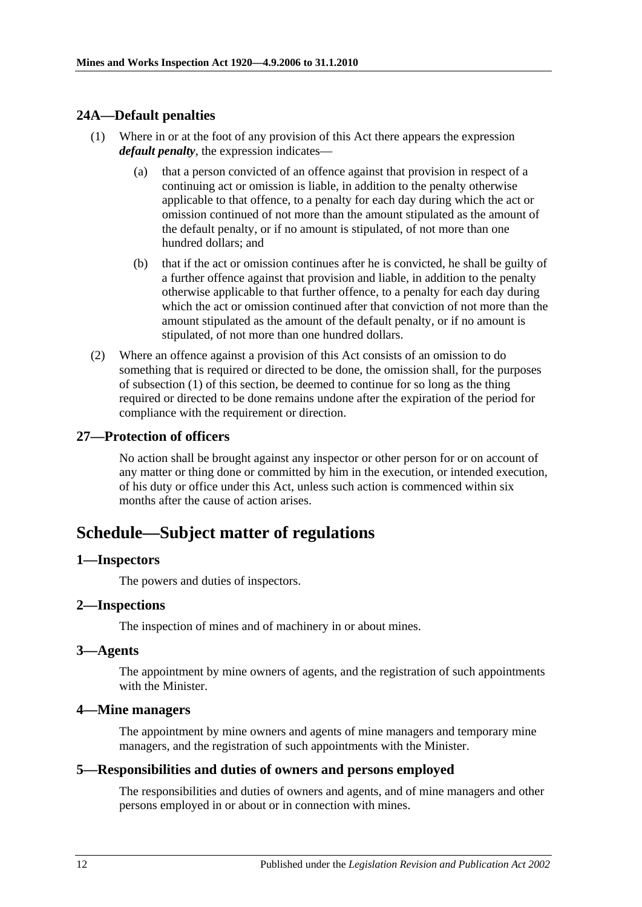### 24A—Default penalties

(1) Where in or at the foot of any provision of this Act there appears the expression ***default penalty***, the expression indicates—

(a) that a person convicted of an offence against that provision in respect of a continuing act or omission is liable, in addition to the penalty otherwise applicable to that offence, to a penalty for each day during which the act or omission continued of not more than the amount stipulated as the amount of the default penalty, or if no amount is stipulated, of not more than one hundred dollars; and

(b) that if the act or omission continues after he is convicted, he shall be guilty of a further offence against that provision and liable, in addition to the penalty otherwise applicable to that further offence, to a penalty for each day during which the act or omission continued after that conviction of not more than the amount stipulated as the amount of the default penalty, or if no amount is stipulated, of not more than one hundred dollars.

(2) Where an offence against a provision of this Act consists of an omission to do something that is required or directed to be done, the omission shall, for the purposes of subsection (1) of this section, be deemed to continue for so long as the thing required or directed to be done remains undone after the expiration of the period for compliance with the requirement or direction.

### 27—Protection of officers

No action shall be brought against any inspector or other person for or on account of any matter or thing done or committed by him in the execution, or intended execution, of his duty or office under this Act, unless such action is commenced within six months after the cause of action arises.

## Schedule—Subject matter of regulations

### 1—Inspectors

The powers and duties of inspectors.

### 2—Inspections

The inspection of mines and of machinery in or about mines.

### 3—Agents

The appointment by mine owners of agents, and the registration of such appointments with the Minister.

### 4—Mine managers

The appointment by mine owners and agents of mine managers and temporary mine managers, and the registration of such appointments with the Minister.

### 5—Responsibilities and duties of owners and persons employed

The responsibilities and duties of owners and agents, and of mine managers and other persons employed in or about or in connection with mines.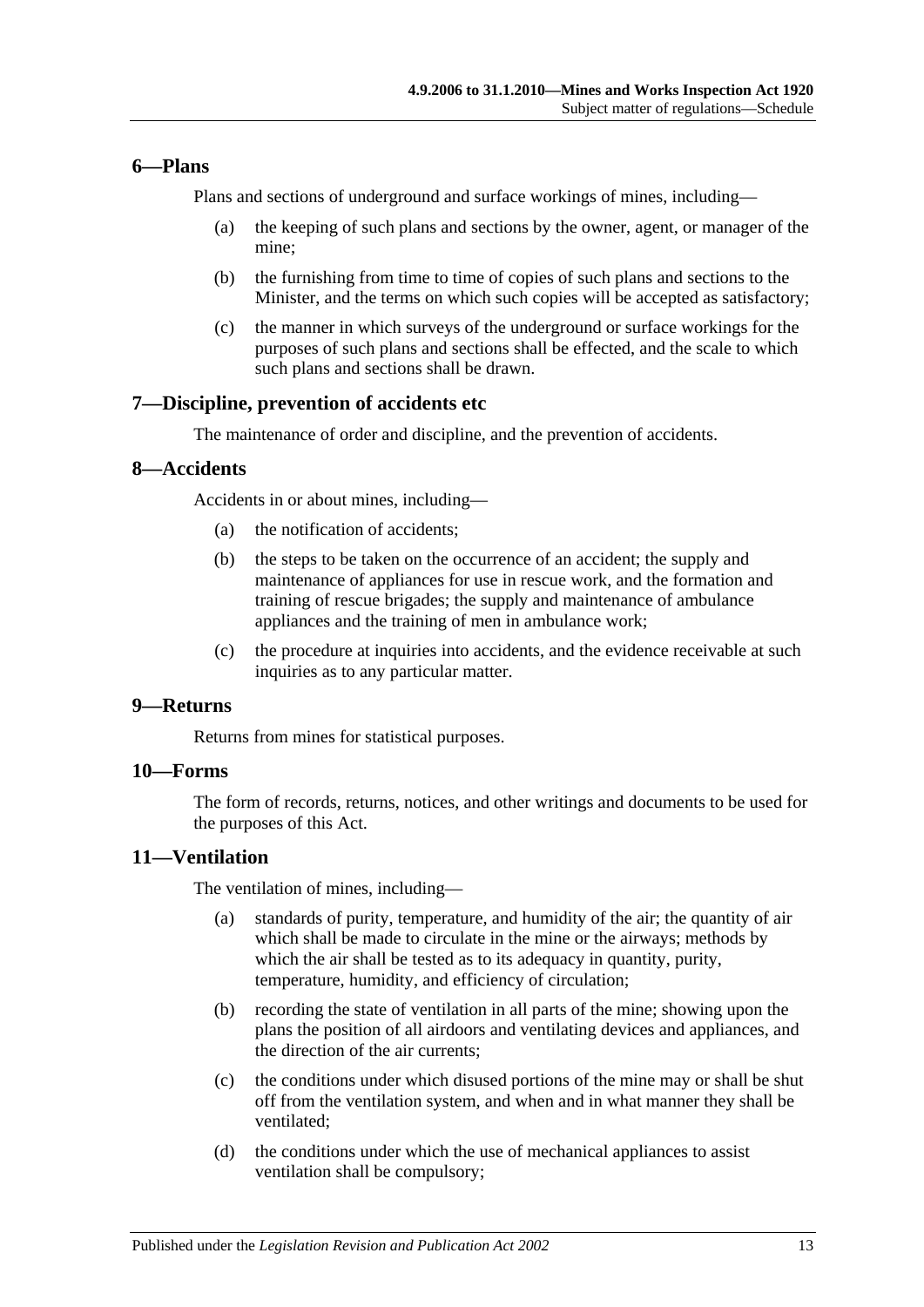## 6—Plans

Plans and sections of underground and surface workings of mines, including—

(a) the keeping of such plans and sections by the owner, agent, or manager of the mine;

(b) the furnishing from time to time of copies of such plans and sections to the Minister, and the terms on which such copies will be accepted as satisfactory;

(c) the manner in which surveys of the underground or surface workings for the purposes of such plans and sections shall be effected, and the scale to which such plans and sections shall be drawn.

## 7—Discipline, prevention of accidents etc

The maintenance of order and discipline, and the prevention of accidents.

## 8—Accidents

Accidents in or about mines, including—

(a) the notification of accidents;

(b) the steps to be taken on the occurrence of an accident; the supply and maintenance of appliances for use in rescue work, and the formation and training of rescue brigades; the supply and maintenance of ambulance appliances and the training of men in ambulance work;

(c) the procedure at inquiries into accidents, and the evidence receivable at such inquiries as to any particular matter.

## 9—Returns

Returns from mines for statistical purposes.

## 10—Forms

The form of records, returns, notices, and other writings and documents to be used for the purposes of this Act.

## 11—Ventilation

The ventilation of mines, including—

(a) standards of purity, temperature, and humidity of the air; the quantity of air which shall be made to circulate in the mine or the airways; methods by which the air shall be tested as to its adequacy in quantity, purity, temperature, humidity, and efficiency of circulation;

(b) recording the state of ventilation in all parts of the mine; showing upon the plans the position of all airdoors and ventilating devices and appliances, and the direction of the air currents;

(c) the conditions under which disused portions of the mine may or shall be shut off from the ventilation system, and when and in what manner they shall be ventilated;

(d) the conditions under which the use of mechanical appliances to assist ventilation shall be compulsory;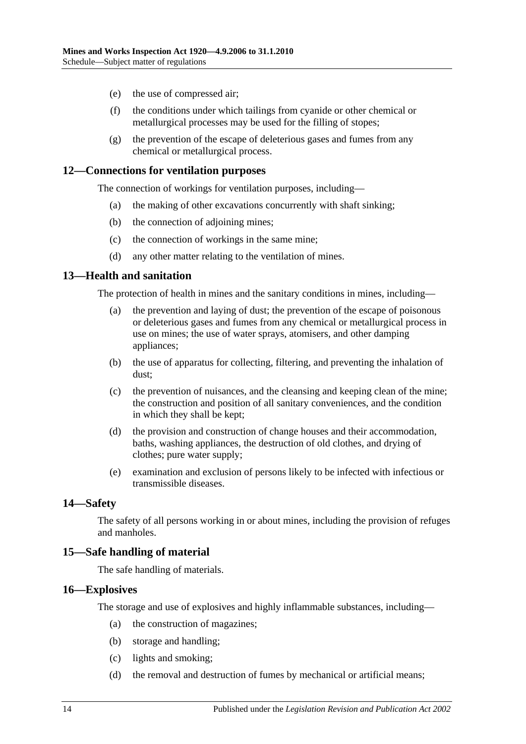(e) the use of compressed air;

(f) the conditions under which tailings from cyanide or other chemical or metallurgical processes may be used for the filling of stopes;

(g) the prevention of the escape of deleterious gases and fumes from any chemical or metallurgical process.

## 12—Connections for ventilation purposes

The connection of workings for ventilation purposes, including—

(a) the making of other excavations concurrently with shaft sinking;

(b) the connection of adjoining mines;

(c) the connection of workings in the same mine;

(d) any other matter relating to the ventilation of mines.

## 13—Health and sanitation

The protection of health in mines and the sanitary conditions in mines, including—

(a) the prevention and laying of dust; the prevention of the escape of poisonous or deleterious gases and fumes from any chemical or metallurgical process in use on mines; the use of water sprays, atomisers, and other damping appliances;

(b) the use of apparatus for collecting, filtering, and preventing the inhalation of dust;

(c) the prevention of nuisances, and the cleansing and keeping clean of the mine; the construction and position of all sanitary conveniences, and the condition in which they shall be kept;

(d) the provision and construction of change houses and their accommodation, baths, washing appliances, the destruction of old clothes, and drying of clothes; pure water supply;

(e) examination and exclusion of persons likely to be infected with infectious or transmissible diseases.

## 14—Safety

The safety of all persons working in or about mines, including the provision of refuges and manholes.

## 15—Safe handling of material

The safe handling of materials.

## 16—Explosives

The storage and use of explosives and highly inflammable substances, including—

(a) the construction of magazines;

(b) storage and handling;

(c) lights and smoking;

(d) the removal and destruction of fumes by mechanical or artificial means;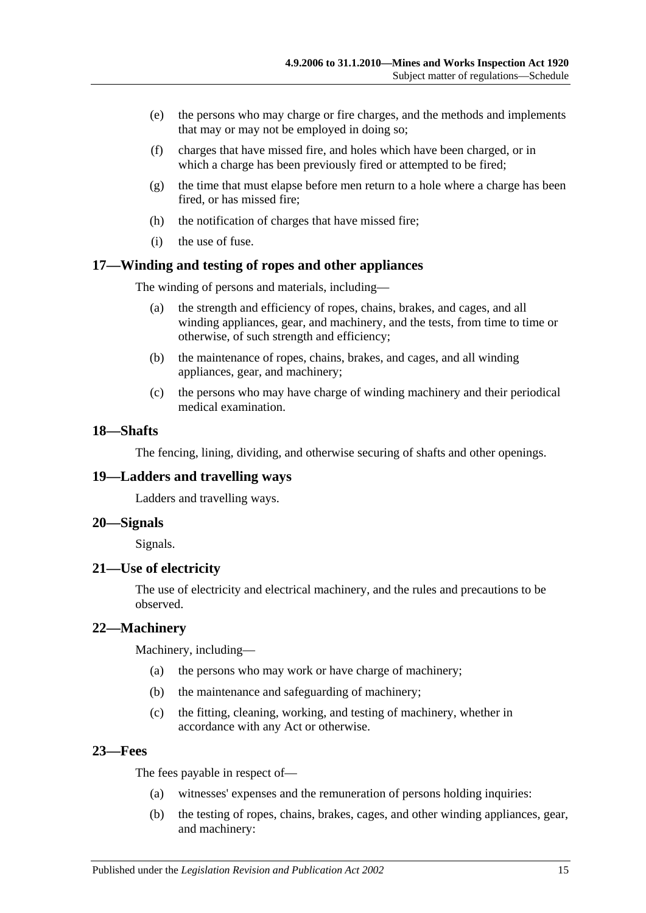(e) the persons who may charge or fire charges, and the methods and implements that may or may not be employed in doing so;

(f) charges that have missed fire, and holes which have been charged, or in which a charge has been previously fired or attempted to be fired;

(g) the time that must elapse before men return to a hole where a charge has been fired, or has missed fire;

(h) the notification of charges that have missed fire;

(i) the use of fuse.

## 17—Winding and testing of ropes and other appliances

The winding of persons and materials, including—

(a) the strength and efficiency of ropes, chains, brakes, and cages, and all winding appliances, gear, and machinery, and the tests, from time to time or otherwise, of such strength and efficiency;

(b) the maintenance of ropes, chains, brakes, and cages, and all winding appliances, gear, and machinery;

(c) the persons who may have charge of winding machinery and their periodical medical examination.

## 18—Shafts

The fencing, lining, dividing, and otherwise securing of shafts and other openings.

## 19—Ladders and travelling ways

Ladders and travelling ways.

## 20—Signals

Signals.

## 21—Use of electricity

The use of electricity and electrical machinery, and the rules and precautions to be observed.

## 22—Machinery

Machinery, including—

(a) the persons who may work or have charge of machinery;

(b) the maintenance and safeguarding of machinery;

(c) the fitting, cleaning, working, and testing of machinery, whether in accordance with any Act or otherwise.

## 23—Fees

The fees payable in respect of—

(a) witnesses' expenses and the remuneration of persons holding inquiries:

(b) the testing of ropes, chains, brakes, cages, and other winding appliances, gear, and machinery: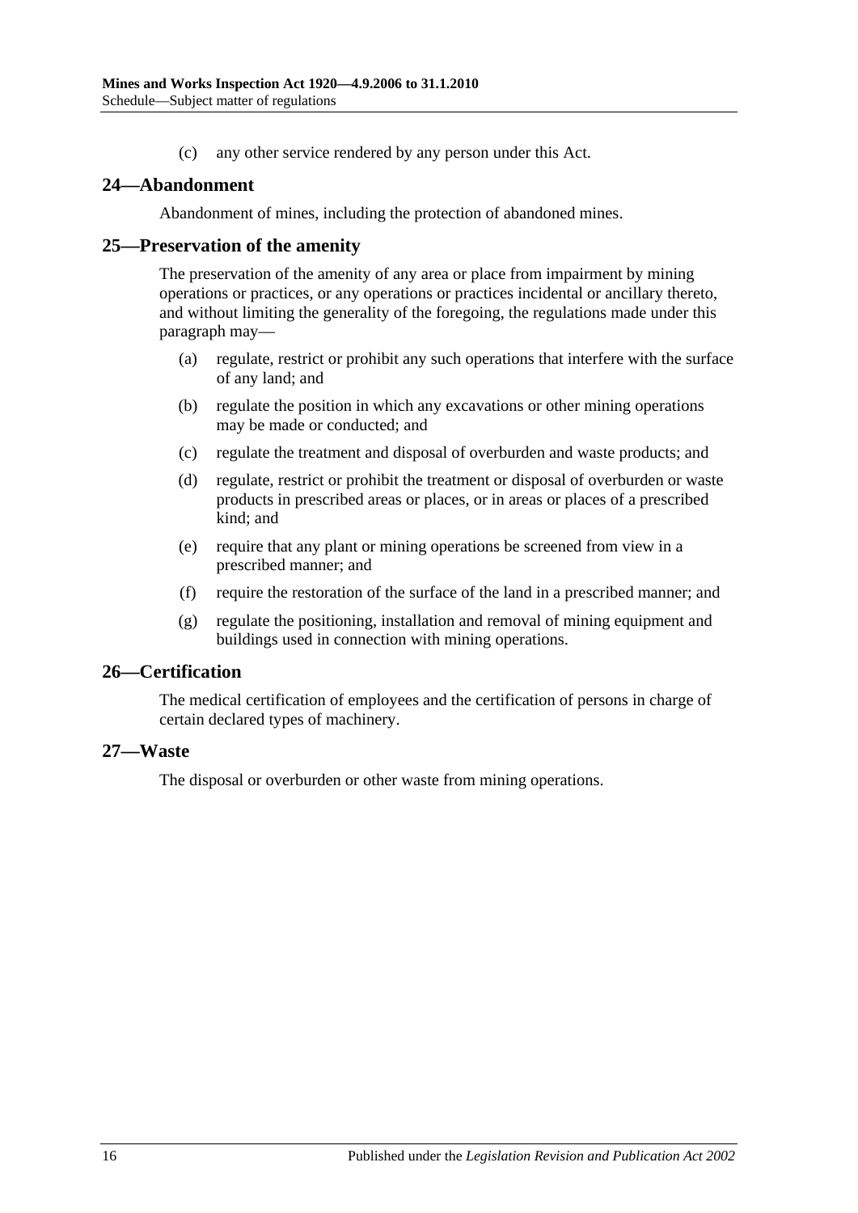(c) any other service rendered by any person under this Act.

## 24—Abandonment

Abandonment of mines, including the protection of abandoned mines.

## 25—Preservation of the amenity

The preservation of the amenity of any area or place from impairment by mining operations or practices, or any operations or practices incidental or ancillary thereto, and without limiting the generality of the foregoing, the regulations made under this paragraph may—

(a) regulate, restrict or prohibit any such operations that interfere with the surface of any land; and

(b) regulate the position in which any excavations or other mining operations may be made or conducted; and

(c) regulate the treatment and disposal of overburden and waste products; and

(d) regulate, restrict or prohibit the treatment or disposal of overburden or waste products in prescribed areas or places, or in areas or places of a prescribed kind; and

(e) require that any plant or mining operations be screened from view in a prescribed manner; and

(f) require the restoration of the surface of the land in a prescribed manner; and

(g) regulate the positioning, installation and removal of mining equipment and buildings used in connection with mining operations.

## 26—Certification

The medical certification of employees and the certification of persons in charge of certain declared types of machinery.

## 27—Waste

The disposal or overburden or other waste from mining operations.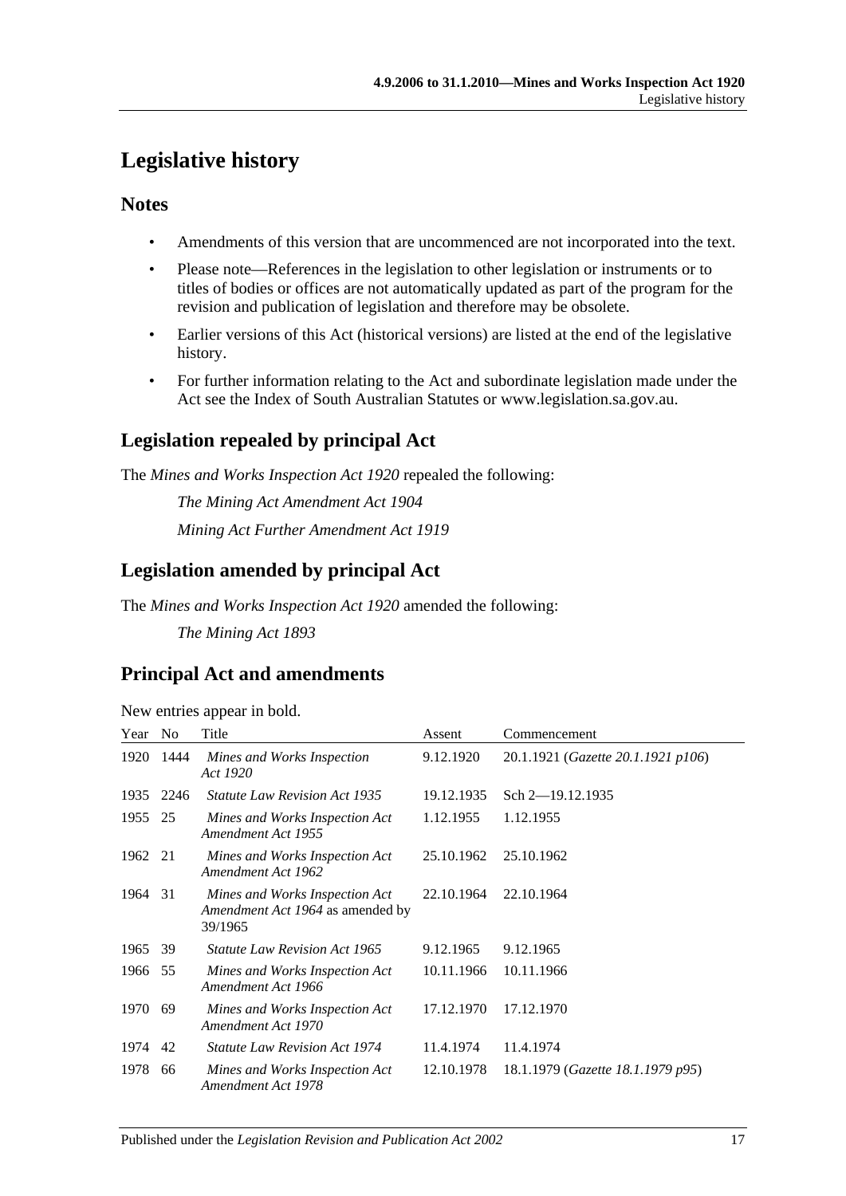# Legislative history

## Notes

- Amendments of this version that are uncommenced are not incorporated into the text.
- Please note—References in the legislation to other legislation or instruments or to titles of bodies or offices are not automatically updated as part of the program for the revision and publication of legislation and therefore may be obsolete.
- Earlier versions of this Act (historical versions) are listed at the end of the legislative history.
- For further information relating to the Act and subordinate legislation made under the Act see the Index of South Australian Statutes or www.legislation.sa.gov.au.

## Legislation repealed by principal Act

The *Mines and Works Inspection Act 1920* repealed the following:

*The Mining Act Amendment Act 1904*

*Mining Act Further Amendment Act 1919*

## Legislation amended by principal Act

The *Mines and Works Inspection Act 1920* amended the following:

*The Mining Act 1893*

## Principal Act and amendments

New entries appear in bold.

| Year | No | Title | Assent | Commencement |
|---|---|---|---|---|
| 1920 | 1444 | *Mines and Works Inspection Act 1920* | 9.12.1920 | 20.1.1921 (*Gazette 20.1.1921 p106*) |
| 1935 | 2246 | *Statute Law Revision Act 1935* | 19.12.1935 | Sch 2—19.12.1935 |
| 1955 | 25 | *Mines and Works Inspection Act Amendment Act 1955* | 1.12.1955 | 1.12.1955 |
| 1962 | 21 | *Mines and Works Inspection Act Amendment Act 1962* | 25.10.1962 | 25.10.1962 |
| 1964 | 31 | *Mines and Works Inspection Act Amendment Act 1964* as amended by 39/1965 | 22.10.1964 | 22.10.1964 |
| 1965 | 39 | *Statute Law Revision Act 1965* | 9.12.1965 | 9.12.1965 |
| 1966 | 55 | *Mines and Works Inspection Act Amendment Act 1966* | 10.11.1966 | 10.11.1966 |
| 1970 | 69 | *Mines and Works Inspection Act Amendment Act 1970* | 17.12.1970 | 17.12.1970 |
| 1974 | 42 | *Statute Law Revision Act 1974* | 11.4.1974 | 11.4.1974 |
| 1978 | 66 | *Mines and Works Inspection Act Amendment Act 1978* | 12.10.1978 | 18.1.1979 (*Gazette 18.1.1979 p95*) |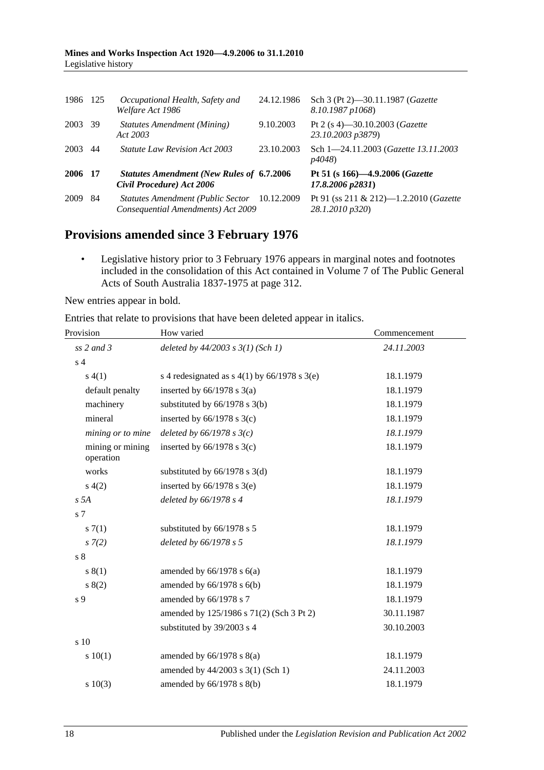| | | | | |
|---|---|---|---|---|
| 1986 | 125 | *Occupational Health, Safety and Welfare Act 1986* | 24.12.1986 | Sch 3 (Pt 2)—30.11.1987 (*Gazette 8.10.1987 p1068*) |
| 2003 | 39 | *Statutes Amendment (Mining) Act 2003* | 9.10.2003 | Pt 2 (s 4)—30.10.2003 (*Gazette 23.10.2003 p3879*) |
| 2003 | 44 | *Statute Law Revision Act 2003* | 23.10.2003 | Sch 1—24.11.2003 (*Gazette 13.11.2003 p4048*) |
| **2006** | **17** | ***Statutes Amendment (New Rules of Civil Procedure) Act 2006*** | **6.7.2006** | **Pt 51 (s 166)—4.9.2006 (*Gazette 17.8.2006 p2831*)** |
| 2009 | 84 | *Statutes Amendment (Public Sector Consequential Amendments) Act 2009* | 10.12.2009 | Pt 91 (ss 211 & 212)—1.2.2010 (*Gazette 28.1.2010 p320*) |

## Provisions amended since 3 February 1976

- Legislative history prior to 3 February 1976 appears in marginal notes and footnotes included in the consolidation of this Act contained in Volume 7 of The Public General Acts of South Australia 1837-1975 at page 312.

New entries appear in bold.

Entries that relate to provisions that have been deleted appear in italics.

| Provision | How varied | Commencement |
|---|---|---|
| *ss 2 and 3* | *deleted by 44/2003 s 3(1) (Sch 1)* | *24.11.2003* |
| s 4 | | |
| s 4(1) | s 4 redesignated as s 4(1) by 66/1978 s 3(e) | 18.1.1979 |
| default penalty | inserted by 66/1978 s 3(a) | 18.1.1979 |
| machinery | substituted by 66/1978 s 3(b) | 18.1.1979 |
| mineral | inserted by 66/1978 s 3(c) | 18.1.1979 |
| *mining or to mine* | *deleted by 66/1978 s 3(c)* | *18.1.1979* |
| mining or mining operation | inserted by 66/1978 s 3(c) | 18.1.1979 |
| works | substituted by 66/1978 s 3(d) | 18.1.1979 |
| s 4(2) | inserted by 66/1978 s 3(e) | 18.1.1979 |
| *s 5A* | *deleted by 66/1978 s 4* | *18.1.1979* |
| s 7 | | |
| s 7(1) | substituted by 66/1978 s 5 | 18.1.1979 |
| *s 7(2)* | *deleted by 66/1978 s 5* | *18.1.1979* |
| s 8 | | |
| s 8(1) | amended by 66/1978 s 6(a) | 18.1.1979 |
| s 8(2) | amended by 66/1978 s 6(b) | 18.1.1979 |
| s 9 | amended by 66/1978 s 7 | 18.1.1979 |
| | amended by 125/1986 s 71(2) (Sch 3 Pt 2) | 30.11.1987 |
| | substituted by 39/2003 s 4 | 30.10.2003 |
| s 10 | | |
| s 10(1) | amended by 66/1978 s 8(a) | 18.1.1979 |
| | amended by 44/2003 s 3(1) (Sch 1) | 24.11.2003 |
| s 10(3) | amended by 66/1978 s 8(b) | 18.1.1979 |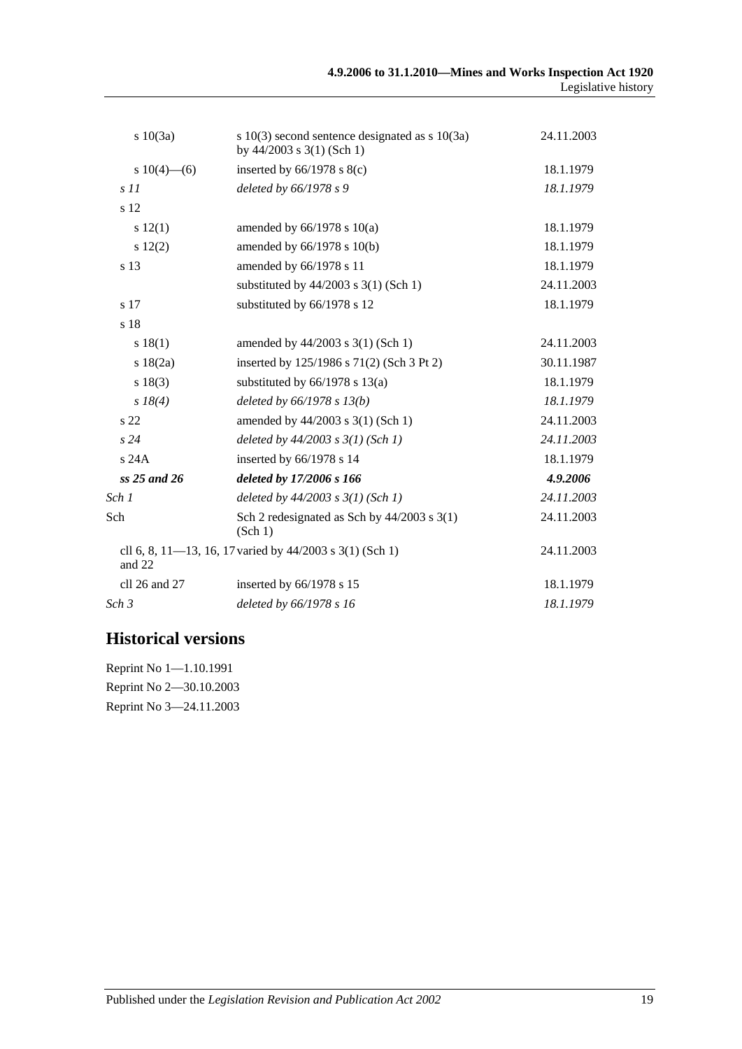| | | |
|---|---|---|
| s 10(3a) | s 10(3) second sentence designated as s 10(3a) by 44/2003 s 3(1) (Sch 1) | 24.11.2003 |
| s 10(4)—(6) | inserted by 66/1978 s 8(c) | 18.1.1979 |
| *s 11* | *deleted by 66/1978 s 9* | *18.1.1979* |
| s 12 | | |
| s 12(1) | amended by 66/1978 s 10(a) | 18.1.1979 |
| s 12(2) | amended by 66/1978 s 10(b) | 18.1.1979 |
| s 13 | amended by 66/1978 s 11 | 18.1.1979 |
| | substituted by 44/2003 s 3(1) (Sch 1) | 24.11.2003 |
| s 17 | substituted by 66/1978 s 12 | 18.1.1979 |
| s 18 | | |
| s 18(1) | amended by 44/2003 s 3(1) (Sch 1) | 24.11.2003 |
| s 18(2a) | inserted by 125/1986 s 71(2) (Sch 3 Pt 2) | 30.11.1987 |
| s 18(3) | substituted by 66/1978 s 13(a) | 18.1.1979 |
| *s 18(4)* | *deleted by 66/1978 s 13(b)* | *18.1.1979* |
| s 22 | amended by 44/2003 s 3(1) (Sch 1) | 24.11.2003 |
| *s 24* | *deleted by 44/2003 s 3(1) (Sch 1)* | *24.11.2003* |
| s 24A | inserted by 66/1978 s 14 | 18.1.1979 |
| ***ss 25 and 26*** | ***deleted by 17/2006 s 166*** | ***4.9.2006*** |
| *Sch 1* | *deleted by 44/2003 s 3(1) (Sch 1)* | *24.11.2003* |
| Sch | Sch 2 redesignated as Sch by 44/2003 s 3(1) (Sch 1) | 24.11.2003 |
| cll 6, 8, 11—13, 16, 17 and 22 | varied by 44/2003 s 3(1) (Sch 1) | 24.11.2003 |
| cll 26 and 27 | inserted by 66/1978 s 15 | 18.1.1979 |
| *Sch 3* | *deleted by 66/1978 s 16* | *18.1.1979* |

## Historical versions

Reprint No 1—1.10.1991

Reprint No 2—30.10.2003

Reprint No 3—24.11.2003